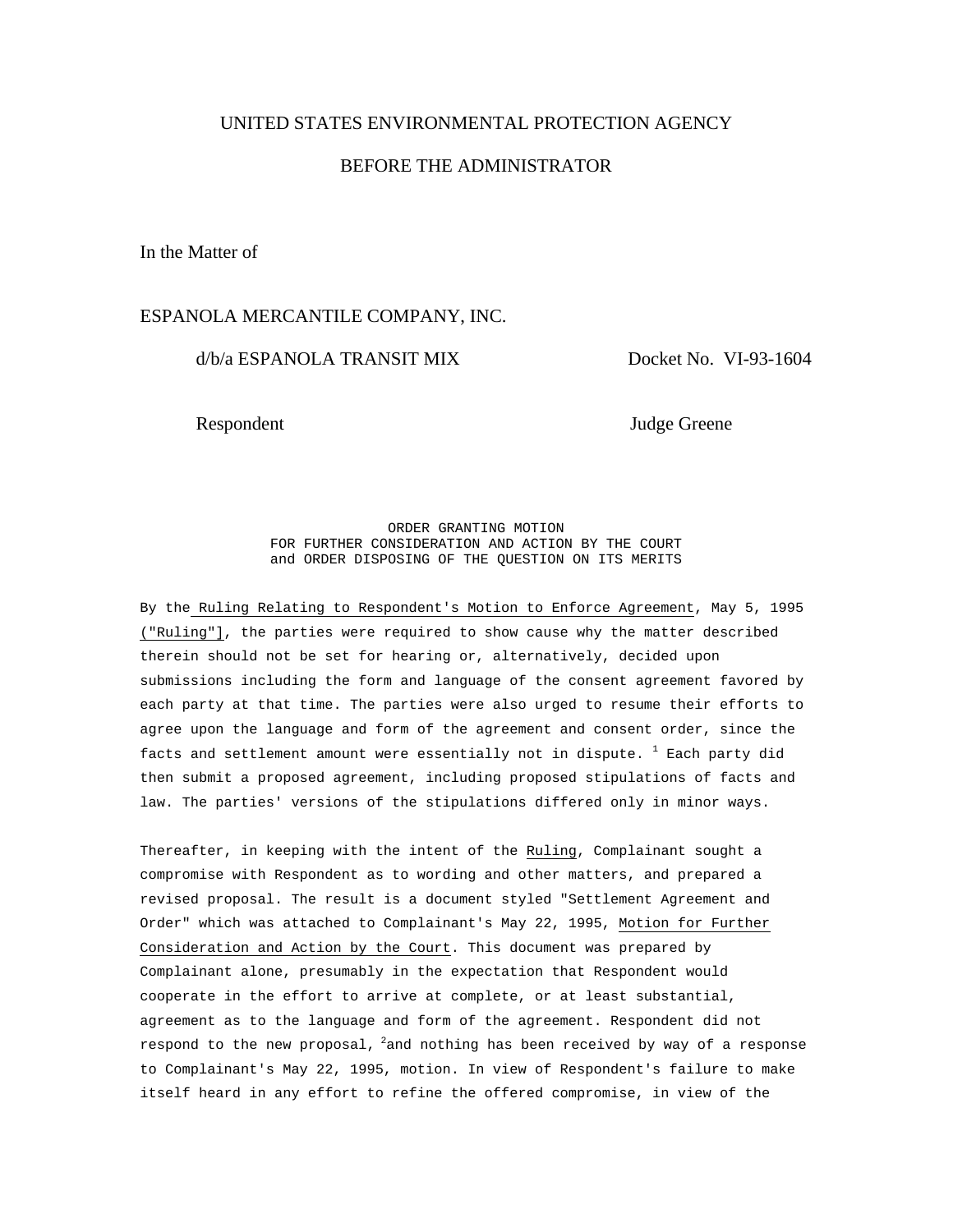UNITED STATES ENVIRONMENTAL PROTECTION AGENCY

BEFORE THE ADMINISTRATOR

In the Matter of

ESPANOLA MERCANTILE COMPANY, INC.

d/b/a ESPANOLA TRANSIT MIX

Docket No. VI-93-1604

Respondent

Judge Greene

ORDER GRANTING MOTION
FOR FURTHER CONSIDERATION AND ACTION BY THE COURT
and ORDER DISPOSING OF THE QUESTION ON ITS MERITS

By the Ruling Relating to Respondent's Motion to Enforce Agreement, May 5, 1995 ("Ruling"], the parties were required to show cause why the matter described therein should not be set for hearing or, alternatively, decided upon submissions including the form and language of the consent agreement favored by each party at that time. The parties were also urged to resume their efforts to agree upon the language and form of the agreement and consent order, since the facts and settlement amount were essentially not in dispute. [1] Each party did then submit a proposed agreement, including proposed stipulations of facts and law. The parties' versions of the stipulations differed only in minor ways.

Thereafter, in keeping with the intent of the Ruling, Complainant sought a compromise with Respondent as to wording and other matters, and prepared a revised proposal. The result is a document styled "Settlement Agreement and Order" which was attached to Complainant's May 22, 1995, Motion for Further Consideration and Action by the Court. This document was prepared by Complainant alone, presumably in the expectation that Respondent would cooperate in the effort to arrive at complete, or at least substantial, agreement as to the language and form of the agreement. Respondent did not respond to the new proposal, [2]and nothing has been received by way of a response to Complainant's May 22, 1995, motion. In view of Respondent's failure to make itself heard in any effort to refine the offered compromise, in view of the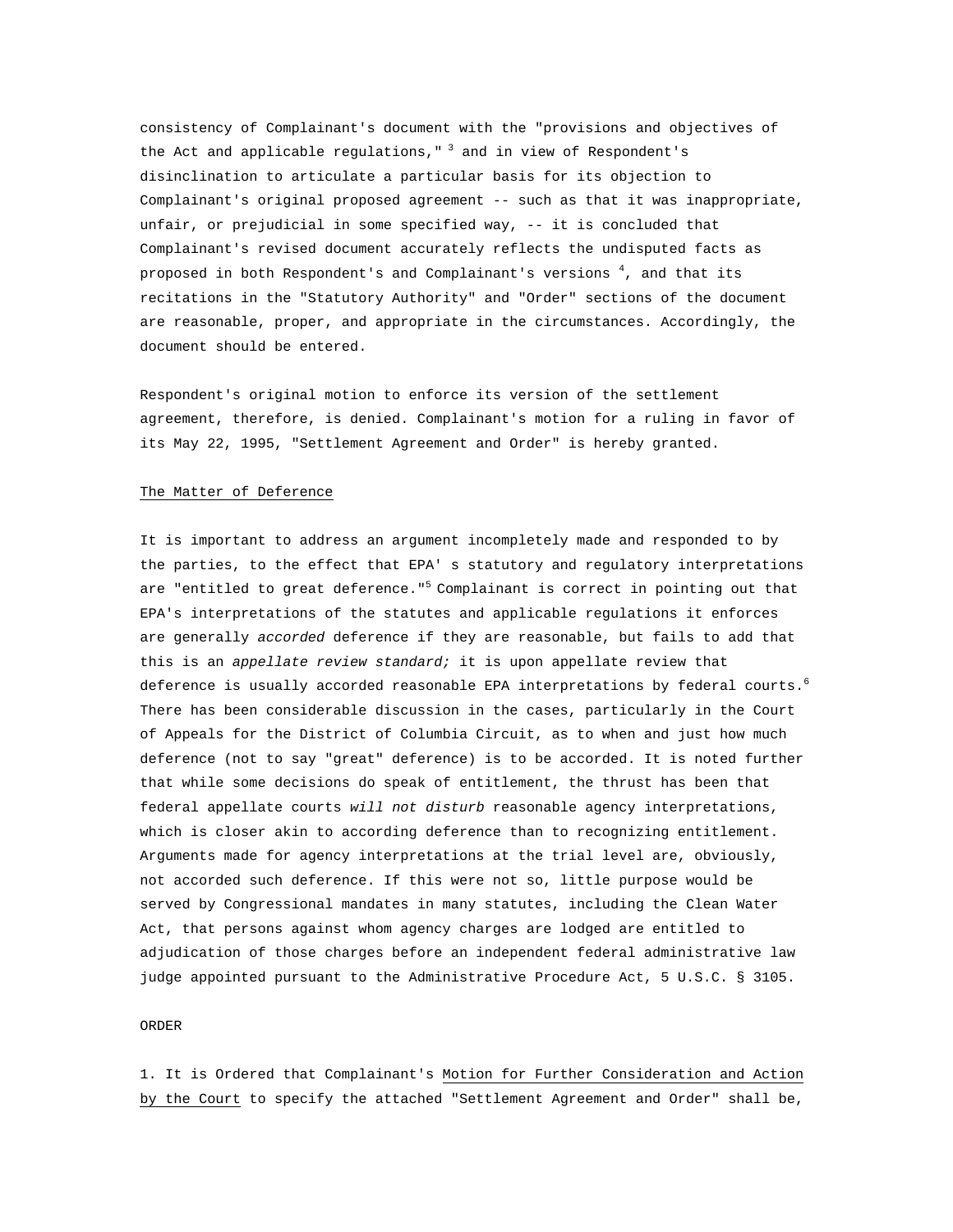consistency of Complainant's document with the "provisions and objectives of the Act and applicable regulations," [3] and in view of Respondent's disinclination to articulate a particular basis for its objection to Complainant's original proposed agreement -- such as that it was inappropriate, unfair, or prejudicial in some specified way, -- it is concluded that Complainant's revised document accurately reflects the undisputed facts as proposed in both Respondent's and Complainant's versions [4], and that its recitations in the "Statutory Authority" and "Order" sections of the document are reasonable, proper, and appropriate in the circumstances. Accordingly, the document should be entered.

Respondent's original motion to enforce its version of the settlement agreement, therefore, is denied. Complainant's motion for a ruling in favor of its May 22, 1995, "Settlement Agreement and Order" is hereby granted.

The Matter of Deference

It is important to address an argument incompletely made and responded to by the parties, to the effect that EPA' s statutory and regulatory interpretations are "entitled to great deference."[5] Complainant is correct in pointing out that EPA's interpretations of the statutes and applicable regulations it enforces are generally *accorded* deference if they are reasonable, but fails to add that this is an *appellate review standard;* it is upon appellate review that deference is usually accorded reasonable EPA interpretations by federal courts.[6] There has been considerable discussion in the cases, particularly in the Court of Appeals for the District of Columbia Circuit, as to when and just how much deference (not to say "great" deference) is to be accorded. It is noted further that while some decisions do speak of entitlement, the thrust has been that federal appellate courts *will not disturb* reasonable agency interpretations, which is closer akin to according deference than to recognizing entitlement. Arguments made for agency interpretations at the trial level are, obviously, not accorded such deference. If this were not so, little purpose would be served by Congressional mandates in many statutes, including the Clean Water Act, that persons against whom agency charges are lodged are entitled to adjudication of those charges before an independent federal administrative law judge appointed pursuant to the Administrative Procedure Act, 5 U.S.C. § 3105.

ORDER

1. It is Ordered that Complainant's Motion for Further Consideration and Action by the Court to specify the attached "Settlement Agreement and Order" shall be,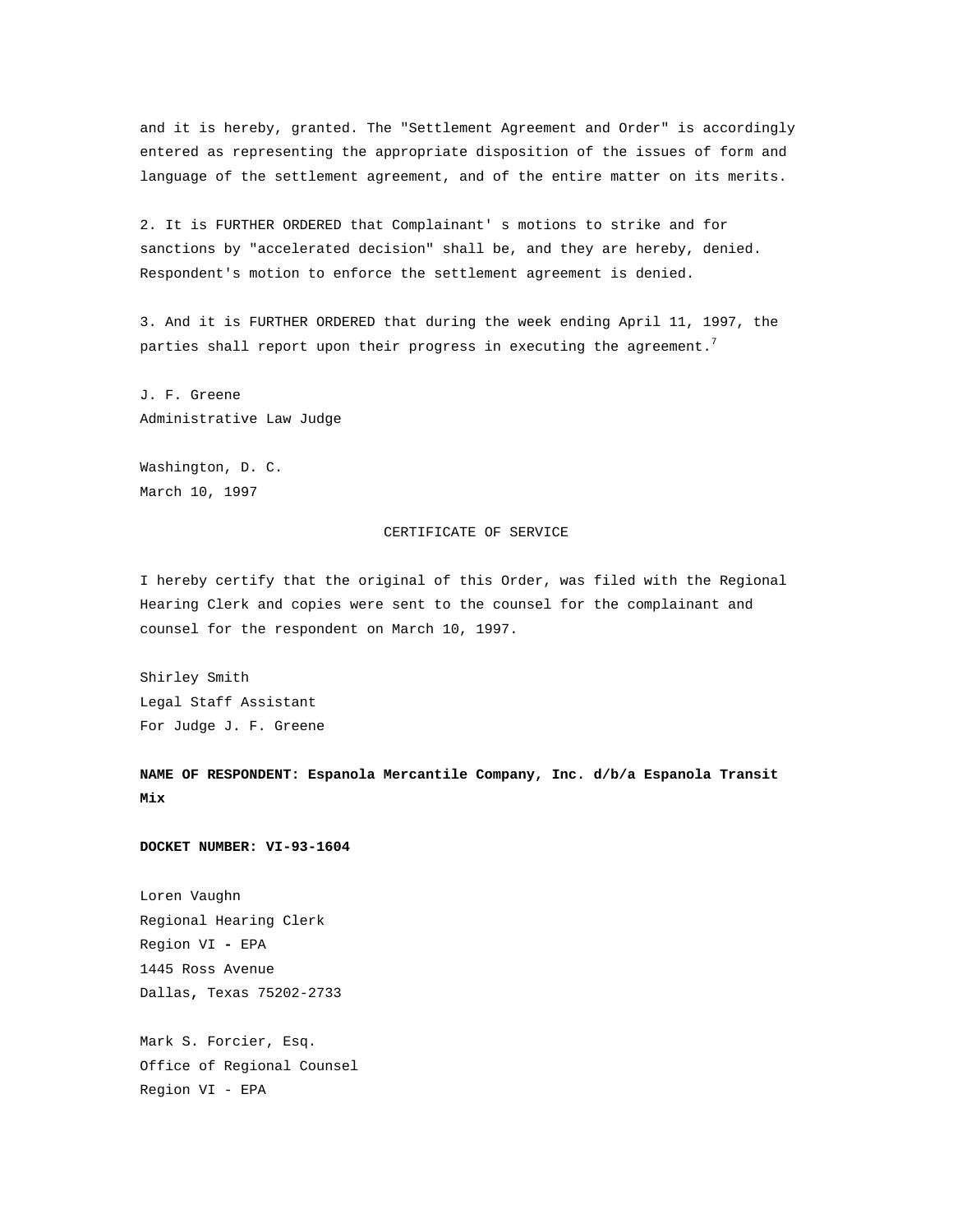and it is hereby, granted. The "Settlement Agreement and Order" is accordingly entered as representing the appropriate disposition of the issues of form and language of the settlement agreement, and of the entire matter on its merits.

2. It is FURTHER ORDERED that Complainant' s motions to strike and for sanctions by "accelerated decision" shall be, and they are hereby, denied. Respondent's motion to enforce the settlement agreement is denied.

3. And it is FURTHER ORDERED that during the week ending April 11, 1997, the parties shall report upon their progress in executing the agreement.[7]

J. F. Greene
Administrative Law Judge

Washington, D. C.
March 10, 1997

CERTIFICATE OF SERVICE

I hereby certify that the original of this Order, was filed with the Regional Hearing Clerk and copies were sent to the counsel for the complainant and counsel for the respondent on March 10, 1997.

Shirley Smith
Legal Staff Assistant
For Judge J. F. Greene

**NAME OF RESPONDENT: Espanola Mercantile Company, Inc. d/b/a Espanola Transit Mix**

**DOCKET NUMBER: VI-93-1604**

Loren Vaughn
Regional Hearing Clerk
Region VI - EPA
1445 Ross Avenue
Dallas, Texas 75202-2733

Mark S. Forcier, Esq.
Office of Regional Counsel
Region VI - EPA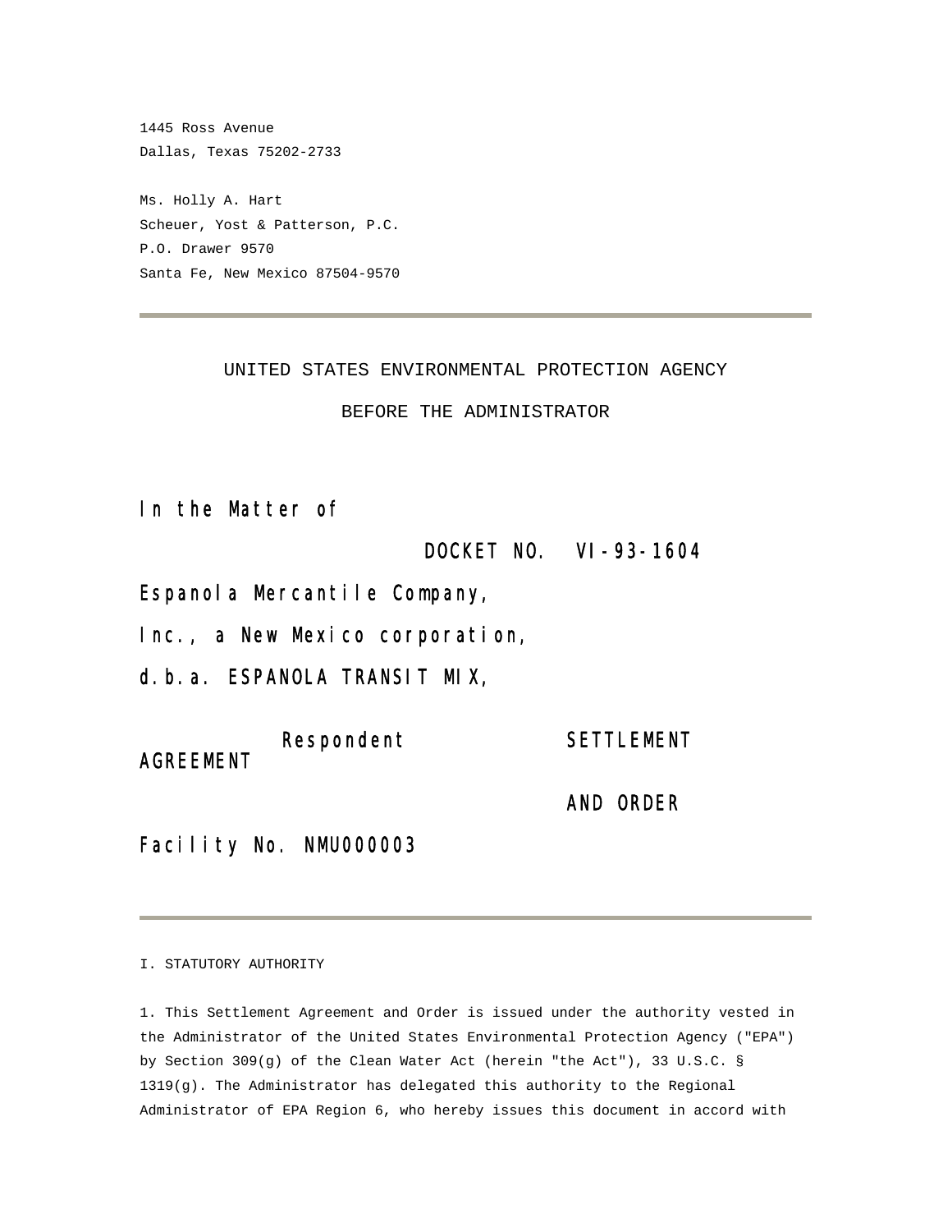1445 Ross Avenue
Dallas, Texas 75202-2733

Ms. Holly A. Hart
Scheuer, Yost & Patterson, P.C.
P.O. Drawer 9570
Santa Fe, New Mexico 87504-9570

---

UNITED STATES ENVIRONMENTAL PROTECTION AGENCY

BEFORE THE ADMINISTRATOR

In the Matter of

DOCKET NO. VI-93-1604

Espanola Mercantile Company,
Inc., a New Mexico corporation,
d.b.a. ESPANOLA TRANSIT MIX,

Respondent

SETTLEMENT AGREEMENT AND ORDER

Facility No. NMU000003

---

I. STATUTORY AUTHORITY

1. This Settlement Agreement and Order is issued under the authority vested in the Administrator of the United States Environmental Protection Agency ("EPA") by Section 309(g) of the Clean Water Act (herein "the Act"), 33 U.S.C. § 1319(g). The Administrator has delegated this authority to the Regional Administrator of EPA Region 6, who hereby issues this document in accord with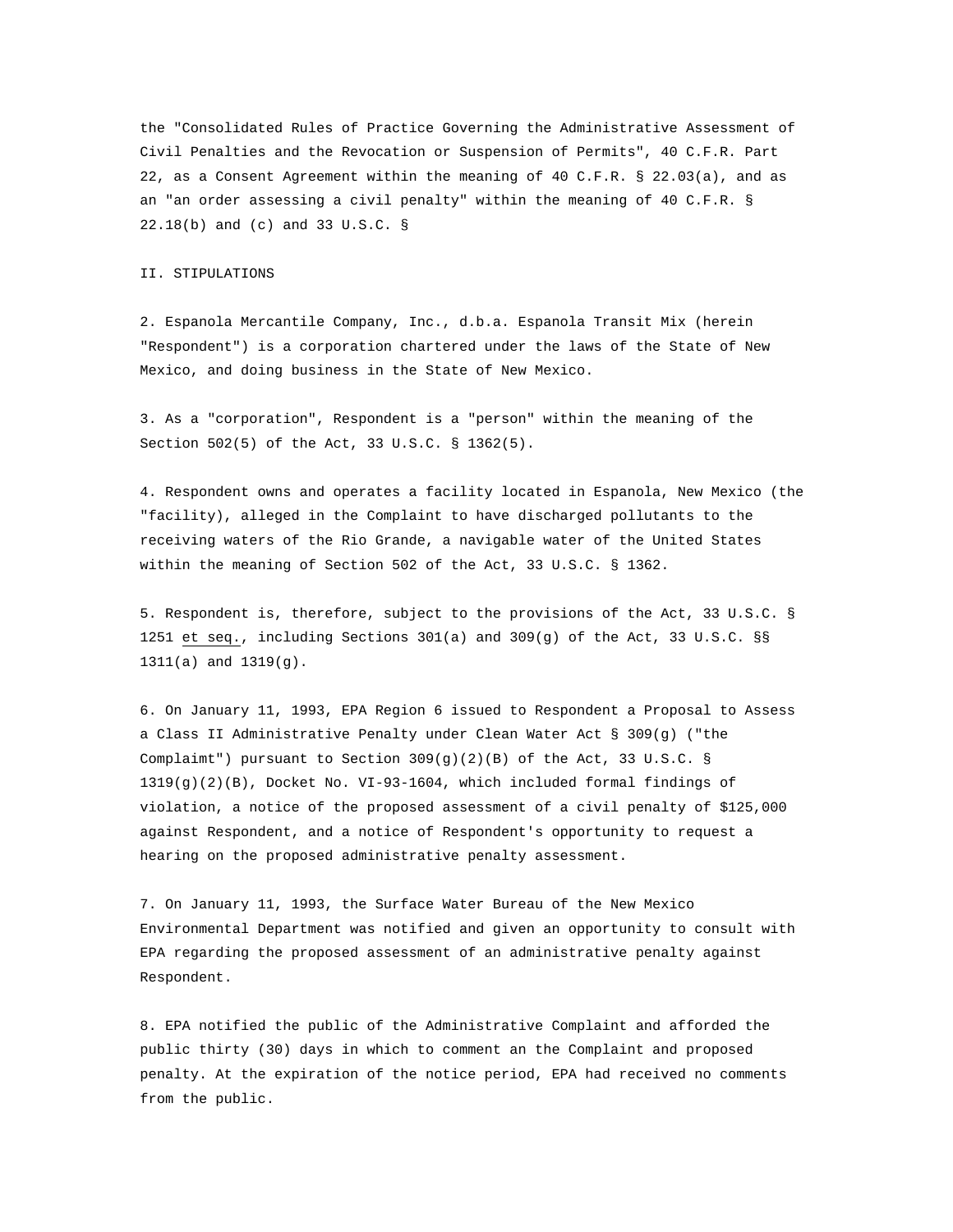the "Consolidated Rules of Practice Governing the Administrative Assessment of Civil Penalties and the Revocation or Suspension of Permits", 40 C.F.R. Part 22, as a Consent Agreement within the meaning of 40 C.F.R. § 22.03(a), and as an "an order assessing a civil penalty" within the meaning of 40 C.F.R. § 22.18(b) and (c) and 33 U.S.C. §

## II. STIPULATIONS

2. Espanola Mercantile Company, Inc., d.b.a. Espanola Transit Mix (herein "Respondent") is a corporation chartered under the laws of the State of New Mexico, and doing business in the State of New Mexico.

3. As a "corporation", Respondent is a "person" within the meaning of the Section 502(5) of the Act, 33 U.S.C. § 1362(5).

4. Respondent owns and operates a facility located in Espanola, New Mexico (the "facility), alleged in the Complaint to have discharged pollutants to the receiving waters of the Rio Grande, a navigable water of the United States within the meaning of Section 502 of the Act, 33 U.S.C. § 1362.

5. Respondent is, therefore, subject to the provisions of the Act, 33 U.S.C. § 1251 et seq., including Sections 301(a) and 309(g) of the Act, 33 U.S.C. §§ 1311(a) and 1319(g).

6. On January 11, 1993, EPA Region 6 issued to Respondent a Proposal to Assess a Class II Administrative Penalty under Clean Water Act § 309(g) ("the Complaimt") pursuant to Section 309(g)(2)(B) of the Act, 33 U.S.C. § 1319(g)(2)(B), Docket No. VI-93-1604, which included formal findings of violation, a notice of the proposed assessment of a civil penalty of $125,000 against Respondent, and a notice of Respondent's opportunity to request a hearing on the proposed administrative penalty assessment.

7. On January 11, 1993, the Surface Water Bureau of the New Mexico Environmental Department was notified and given an opportunity to consult with EPA regarding the proposed assessment of an administrative penalty against Respondent.

8. EPA notified the public of the Administrative Complaint and afforded the public thirty (30) days in which to comment an the Complaint and proposed penalty. At the expiration of the notice period, EPA had received no comments from the public.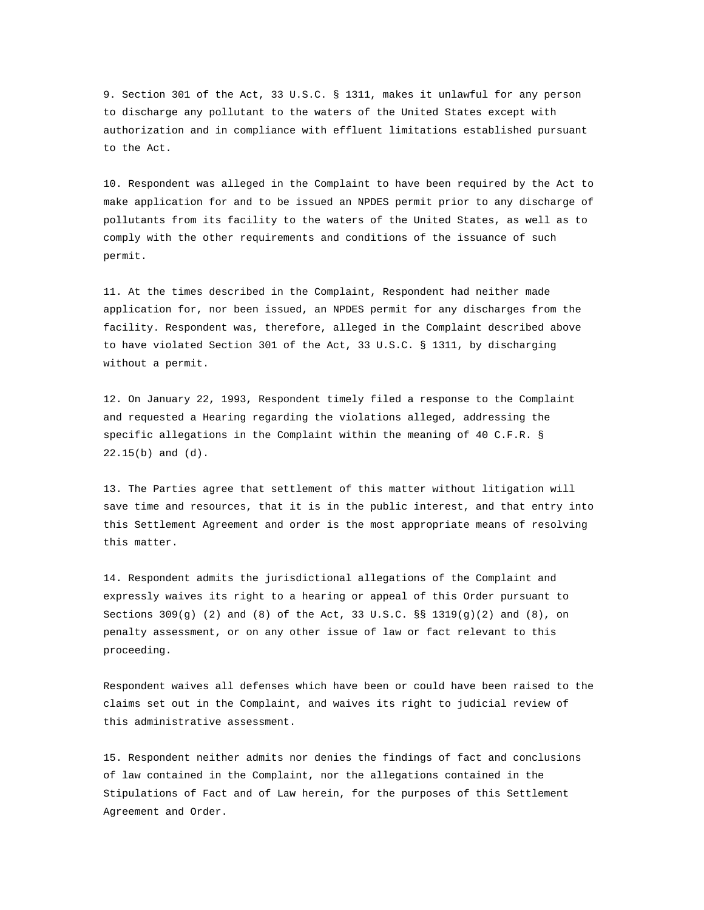9. Section 301 of the Act, 33 U.S.C. § 1311, makes it unlawful for any person to discharge any pollutant to the waters of the United States except with authorization and in compliance with effluent limitations established pursuant to the Act.

10. Respondent was alleged in the Complaint to have been required by the Act to make application for and to be issued an NPDES permit prior to any discharge of pollutants from its facility to the waters of the United States, as well as to comply with the other requirements and conditions of the issuance of such permit.

11. At the times described in the Complaint, Respondent had neither made application for, nor been issued, an NPDES permit for any discharges from the facility. Respondent was, therefore, alleged in the Complaint described above to have violated Section 301 of the Act, 33 U.S.C. § 1311, by discharging without a permit.

12. On January 22, 1993, Respondent timely filed a response to the Complaint and requested a Hearing regarding the violations alleged, addressing the specific allegations in the Complaint within the meaning of 40 C.F.R. § 22.15(b) and (d).

13. The Parties agree that settlement of this matter without litigation will save time and resources, that it is in the public interest, and that entry into this Settlement Agreement and order is the most appropriate means of resolving this matter.

14. Respondent admits the jurisdictional allegations of the Complaint and expressly waives its right to a hearing or appeal of this Order pursuant to Sections 309(g) (2) and (8) of the Act, 33 U.S.C. §§ 1319(g)(2) and (8), on penalty assessment, or on any other issue of law or fact relevant to this proceeding.

Respondent waives all defenses which have been or could have been raised to the claims set out in the Complaint, and waives its right to judicial review of this administrative assessment.

15. Respondent neither admits nor denies the findings of fact and conclusions of law contained in the Complaint, nor the allegations contained in the Stipulations of Fact and of Law herein, for the purposes of this Settlement Agreement and Order.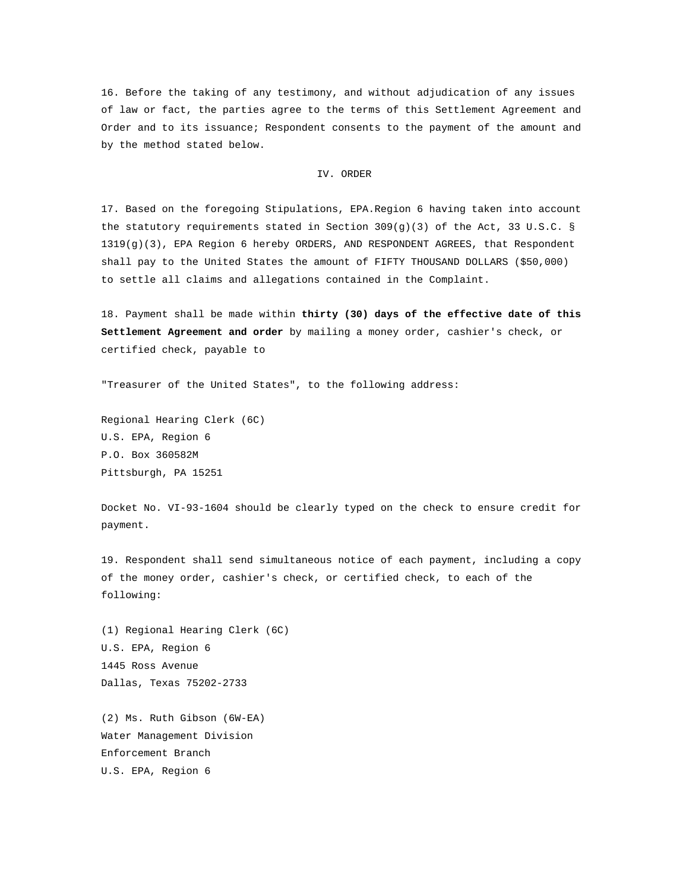16. Before the taking of any testimony, and without adjudication of any issues of law or fact, the parties agree to the terms of this Settlement Agreement and Order and to its issuance; Respondent consents to the payment of the amount and by the method stated below.

## IV. ORDER

17. Based on the foregoing Stipulations, EPA.Region 6 having taken into account the statutory requirements stated in Section 309(g)(3) of the Act, 33 U.S.C. § 1319(g)(3), EPA Region 6 hereby ORDERS, AND RESPONDENT AGREES, that Respondent shall pay to the United States the amount of FIFTY THOUSAND DOLLARS ($50,000) to settle all claims and allegations contained in the Complaint.

18. Payment shall be made within **thirty (30) days of the effective date of this Settlement Agreement and order** by mailing a money order, cashier's check, or certified check, payable to

"Treasurer of the United States", to the following address:

Regional Hearing Clerk (6C)
U.S. EPA, Region 6
P.O. Box 360582M
Pittsburgh, PA 15251

Docket No. VI-93-1604 should be clearly typed on the check to ensure credit for payment.

19. Respondent shall send simultaneous notice of each payment, including a copy of the money order, cashier's check, or certified check, to each of the following:

(1) Regional Hearing Clerk (6C)
U.S. EPA, Region 6
1445 Ross Avenue
Dallas, Texas 75202-2733

(2) Ms. Ruth Gibson (6W-EA)
Water Management Division
Enforcement Branch
U.S. EPA, Region 6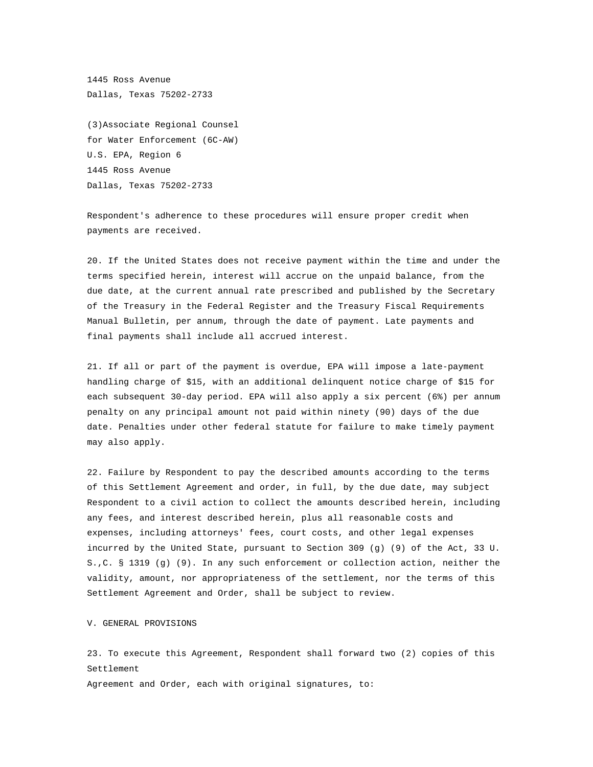1445 Ross Avenue
Dallas, Texas 75202-2733

(3)Associate Regional Counsel
for Water Enforcement (6C-AW)
U.S. EPA, Region 6
1445 Ross Avenue
Dallas, Texas 75202-2733

Respondent's adherence to these procedures will ensure proper credit when payments are received.

20. If the United States does not receive payment within the time and under the terms specified herein, interest will accrue on the unpaid balance, from the due date, at the current annual rate prescribed and published by the Secretary of the Treasury in the Federal Register and the Treasury Fiscal Requirements Manual Bulletin, per annum, through the date of payment. Late payments and final payments shall include all accrued interest.

21. If all or part of the payment is overdue, EPA will impose a late-payment handling charge of $15, with an additional delinquent notice charge of $15 for each subsequent 30-day period. EPA will also apply a six percent (6%) per annum penalty on any principal amount not paid within ninety (90) days of the due date. Penalties under other federal statute for failure to make timely payment may also apply.

22. Failure by Respondent to pay the described amounts according to the terms of this Settlement Agreement and order, in full, by the due date, may subject Respondent to a civil action to collect the amounts described herein, including any fees, and interest described herein, plus all reasonable costs and expenses, including attorneys' fees, court costs, and other legal expenses incurred by the United State, pursuant to Section 309 (g) (9) of the Act, 33 U. S.,C. § 1319 (g) (9). In any such enforcement or collection action, neither the validity, amount, nor appropriateness of the settlement, nor the terms of this Settlement Agreement and Order, shall be subject to review.

V. GENERAL PROVISIONS

23. To execute this Agreement, Respondent shall forward two (2) copies of this Settlement
Agreement and Order, each with original signatures, to: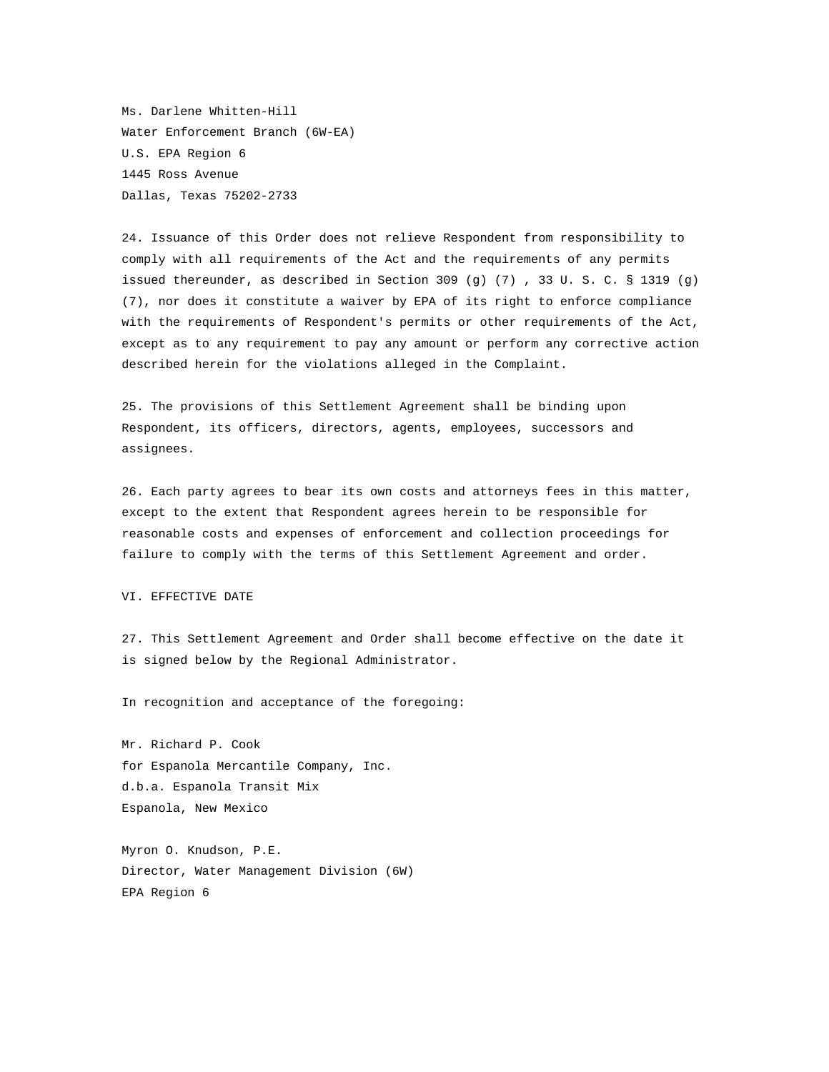Ms. Darlene Whitten-Hill
Water Enforcement Branch (6W-EA)
U.S. EPA Region 6
1445 Ross Avenue
Dallas, Texas 75202-2733

24. Issuance of this Order does not relieve Respondent from responsibility to comply with all requirements of the Act and the requirements of any permits issued thereunder, as described in Section 309 (g) (7) , 33 U. S. C. § 1319 (g) (7), nor does it constitute a waiver by EPA of its right to enforce compliance with the requirements of Respondent's permits or other requirements of the Act, except as to any requirement to pay any amount or perform any corrective action described herein for the violations alleged in the Complaint.

25. The provisions of this Settlement Agreement shall be binding upon Respondent, its officers, directors, agents, employees, successors and assignees.

26. Each party agrees to bear its own costs and attorneys fees in this matter, except to the extent that Respondent agrees herein to be responsible for reasonable costs and expenses of enforcement and collection proceedings for failure to comply with the terms of this Settlement Agreement and order.

## VI. EFFECTIVE DATE

27. This Settlement Agreement and Order shall become effective on the date it is signed below by the Regional Administrator.

In recognition and acceptance of the foregoing:

Mr. Richard P. Cook
for Espanola Mercantile Company, Inc.
d.b.a. Espanola Transit Mix
Espanola, New Mexico

Myron O. Knudson, P.E.
Director, Water Management Division (6W)
EPA Region 6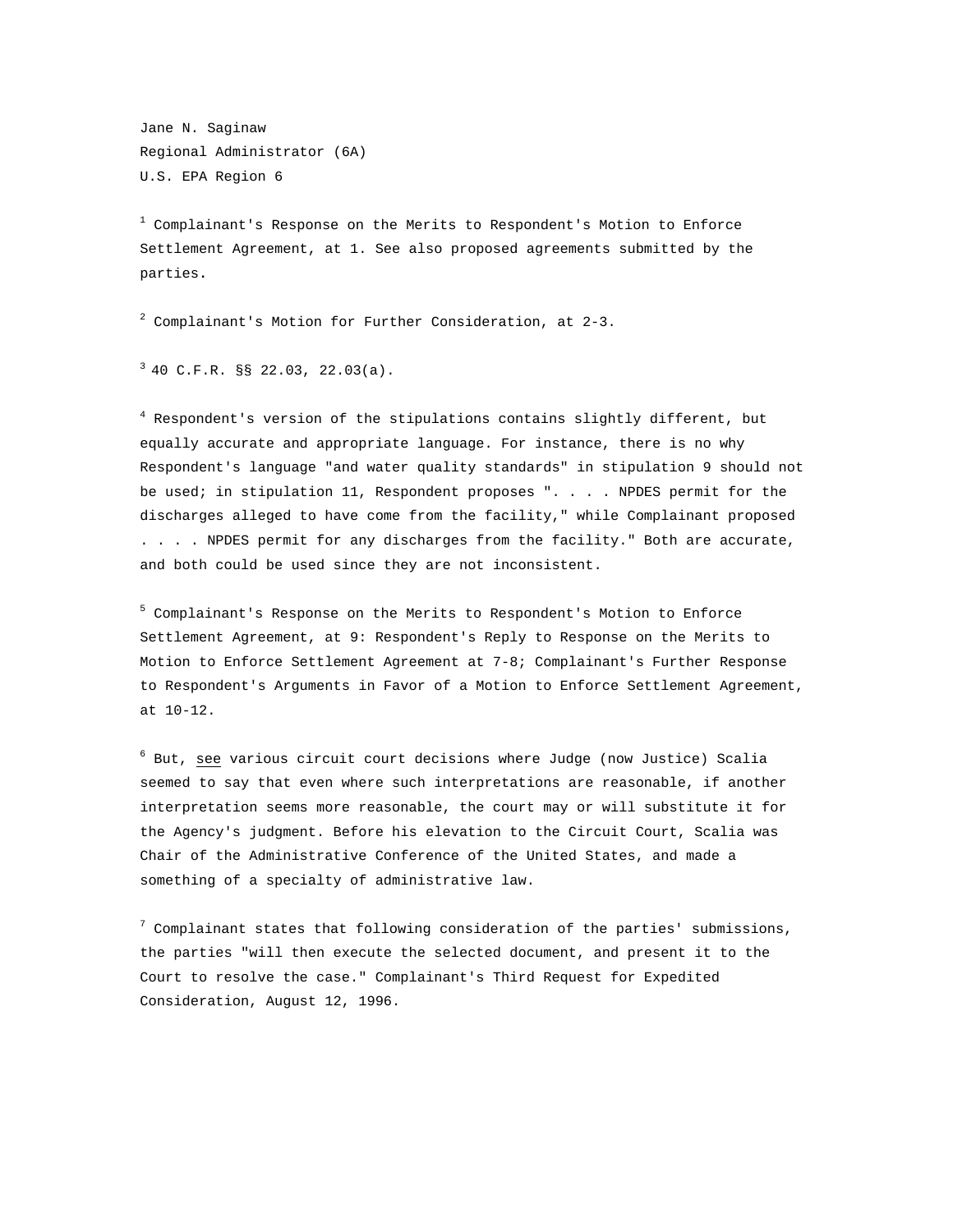Jane N. Saginaw
Regional Administrator (6A)
U.S. EPA Region 6

[1] Complainant's Response on the Merits to Respondent's Motion to Enforce Settlement Agreement, at 1. See also proposed agreements submitted by the parties.

[2] Complainant's Motion for Further Consideration, at 2-3.

[3] 40 C.F.R. §§ 22.03, 22.03(a).

[4] Respondent's version of the stipulations contains slightly different, but equally accurate and appropriate language. For instance, there is no why Respondent's language "and water quality standards" in stipulation 9 should not be used; in stipulation 11, Respondent proposes ". . . . NPDES permit for the discharges alleged to have come from the facility," while Complainant proposed . . . . NPDES permit for any discharges from the facility." Both are accurate, and both could be used since they are not inconsistent.

[5] Complainant's Response on the Merits to Respondent's Motion to Enforce Settlement Agreement, at 9: Respondent's Reply to Response on the Merits to Motion to Enforce Settlement Agreement at 7-8; Complainant's Further Response to Respondent's Arguments in Favor of a Motion to Enforce Settlement Agreement, at 10-12.

[6] But, <u>see</u> various circuit court decisions where Judge (now Justice) Scalia seemed to say that even where such interpretations are reasonable, if another interpretation seems more reasonable, the court may or will substitute it for the Agency's judgment. Before his elevation to the Circuit Court, Scalia was Chair of the Administrative Conference of the United States, and made a something of a specialty of administrative law.

[7] Complainant states that following consideration of the parties' submissions, the parties "will then execute the selected document, and present it to the Court to resolve the case." Complainant's Third Request for Expedited Consideration, August 12, 1996.